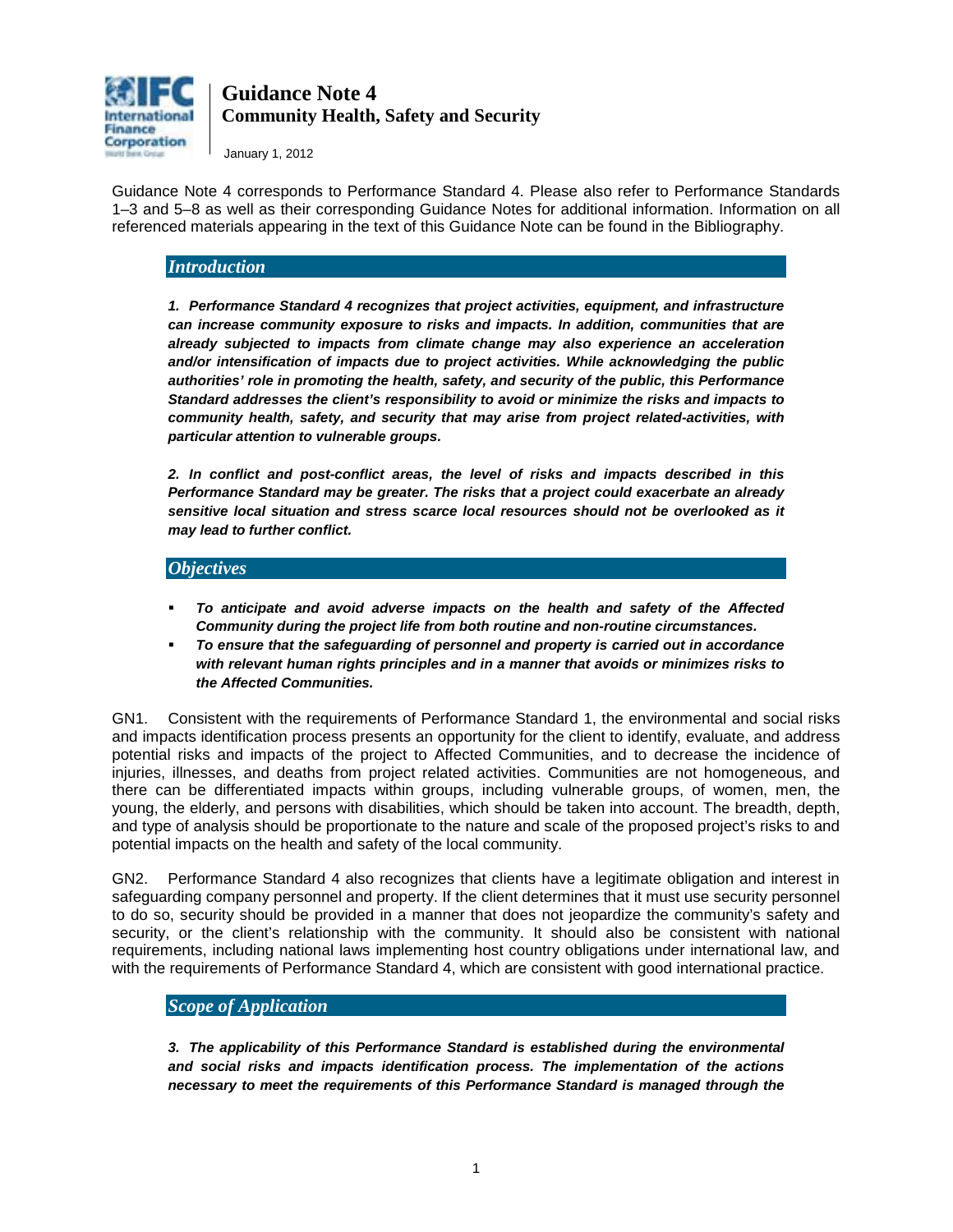# Guidance Note 4
## Community Health, Safety and Security

January 1, 2012

Guidance Note 4 corresponds to Performance Standard 4. Please also refer to Performance Standards 1–3 and 5–8 as well as their corresponding Guidance Notes for additional information. Information on all referenced materials appearing in the text of this Guidance Note can be found in the Bibliography.

### *Introduction*

***1. Performance Standard 4 recognizes that project activities, equipment, and infrastructure can increase community exposure to risks and impacts. In addition, communities that are already subjected to impacts from climate change may also experience an acceleration and/or intensification of impacts due to project activities. While acknowledging the public authorities' role in promoting the health, safety, and security of the public, this Performance Standard addresses the client's responsibility to avoid or minimize the risks and impacts to community health, safety, and security that may arise from project related-activities, with particular attention to vulnerable groups.***

***2. In conflict and post-conflict areas, the level of risks and impacts described in this Performance Standard may be greater. The risks that a project could exacerbate an already sensitive local situation and stress scarce local resources should not be overlooked as it may lead to further conflict.***

### *Objectives*

- ***To anticipate and avoid adverse impacts on the health and safety of the Affected Community during the project life from both routine and non-routine circumstances.***
- ***To ensure that the safeguarding of personnel and property is carried out in accordance with relevant human rights principles and in a manner that avoids or minimizes risks to the Affected Communities.***

GN1. Consistent with the requirements of Performance Standard 1, the environmental and social risks and impacts identification process presents an opportunity for the client to identify, evaluate, and address potential risks and impacts of the project to Affected Communities, and to decrease the incidence of injuries, illnesses, and deaths from project related activities. Communities are not homogeneous, and there can be differentiated impacts within groups, including vulnerable groups, of women, men, the young, the elderly, and persons with disabilities, which should be taken into account. The breadth, depth, and type of analysis should be proportionate to the nature and scale of the proposed project's risks to and potential impacts on the health and safety of the local community.

GN2. Performance Standard 4 also recognizes that clients have a legitimate obligation and interest in safeguarding company personnel and property. If the client determines that it must use security personnel to do so, security should be provided in a manner that does not jeopardize the community's safety and security, or the client's relationship with the community. It should also be consistent with national requirements, including national laws implementing host country obligations under international law, and with the requirements of Performance Standard 4, which are consistent with good international practice.

### *Scope of Application*

***3. The applicability of this Performance Standard is established during the environmental and social risks and impacts identification process. The implementation of the actions necessary to meet the requirements of this Performance Standard is managed through the***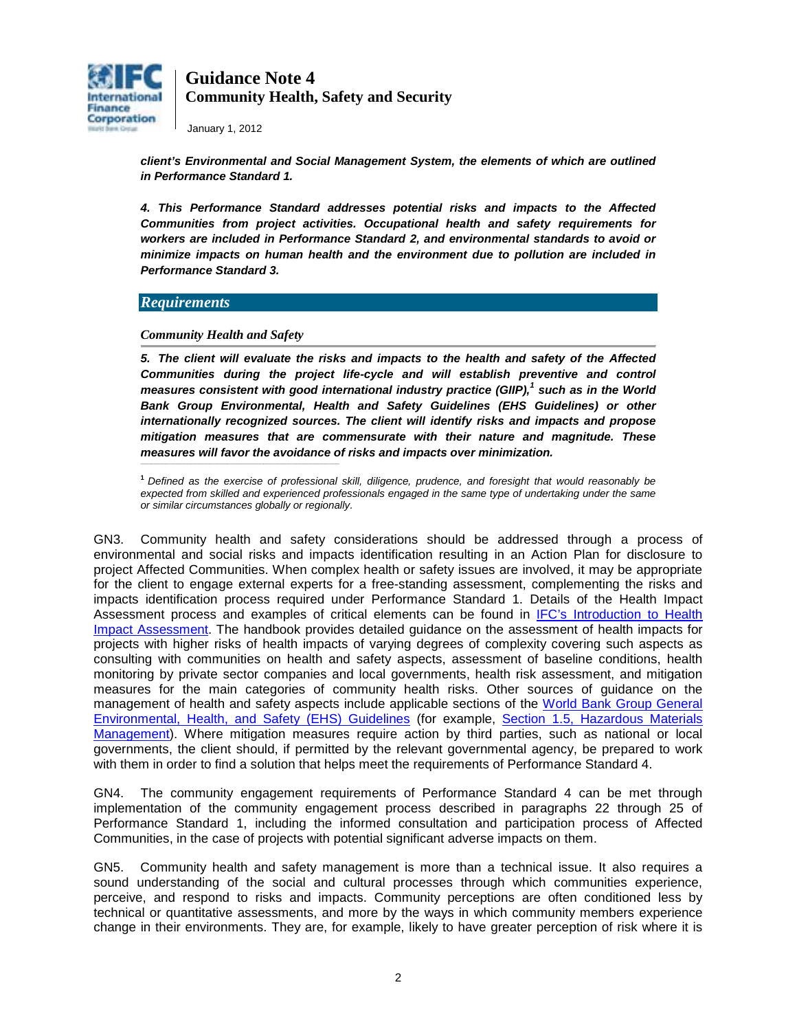***client's Environmental and Social Management System, the elements of which are outlined in Performance Standard 1.***

***4. This Performance Standard addresses potential risks and impacts to the Affected Communities from project activities. Occupational health and safety requirements for workers are included in Performance Standard 2, and environmental standards to avoid or minimize impacts on human health and the environment due to pollution are included in Performance Standard 3.***

## *Requirements*

### *Community Health and Safety*

***5. The client will evaluate the risks and impacts to the health and safety of the Affected Communities during the project life-cycle and will establish preventive and control measures consistent with good international industry practice (GIIP),[1] such as in the World Bank Group Environmental, Health and Safety Guidelines (EHS Guidelines) or other internationally recognized sources. The client will identify risks and impacts and propose mitigation measures that are commensurate with their nature and magnitude. These measures will favor the avoidance of risks and impacts over minimization.***

[1] *Defined as the exercise of professional skill, diligence, prudence, and foresight that would reasonably be expected from skilled and experienced professionals engaged in the same type of undertaking under the same or similar circumstances globally or regionally.*

GN3. Community health and safety considerations should be addressed through a process of environmental and social risks and impacts identification resulting in an Action Plan for disclosure to project Affected Communities. When complex health or safety issues are involved, it may be appropriate for the client to engage external experts for a free-standing assessment, complementing the risks and impacts identification process required under Performance Standard 1. Details of the Health Impact Assessment process and examples of critical elements can be found in IFC's Introduction to Health Impact Assessment. The handbook provides detailed guidance on the assessment of health impacts for projects with higher risks of health impacts of varying degrees of complexity covering such aspects as consulting with communities on health and safety aspects, assessment of baseline conditions, health monitoring by private sector companies and local governments, health risk assessment, and mitigation measures for the main categories of community health risks. Other sources of guidance on the management of health and safety aspects include applicable sections of the World Bank Group General Environmental, Health, and Safety (EHS) Guidelines (for example, Section 1.5, Hazardous Materials Management). Where mitigation measures require action by third parties, such as national or local governments, the client should, if permitted by the relevant governmental agency, be prepared to work with them in order to find a solution that helps meet the requirements of Performance Standard 4.

GN4. The community engagement requirements of Performance Standard 4 can be met through implementation of the community engagement process described in paragraphs 22 through 25 of Performance Standard 1, including the informed consultation and participation process of Affected Communities, in the case of projects with potential significant adverse impacts on them.

GN5. Community health and safety management is more than a technical issue. It also requires a sound understanding of the social and cultural processes through which communities experience, perceive, and respond to risks and impacts. Community perceptions are often conditioned less by technical or quantitative assessments, and more by the ways in which community members experience change in their environments. They are, for example, likely to have greater perception of risk where it is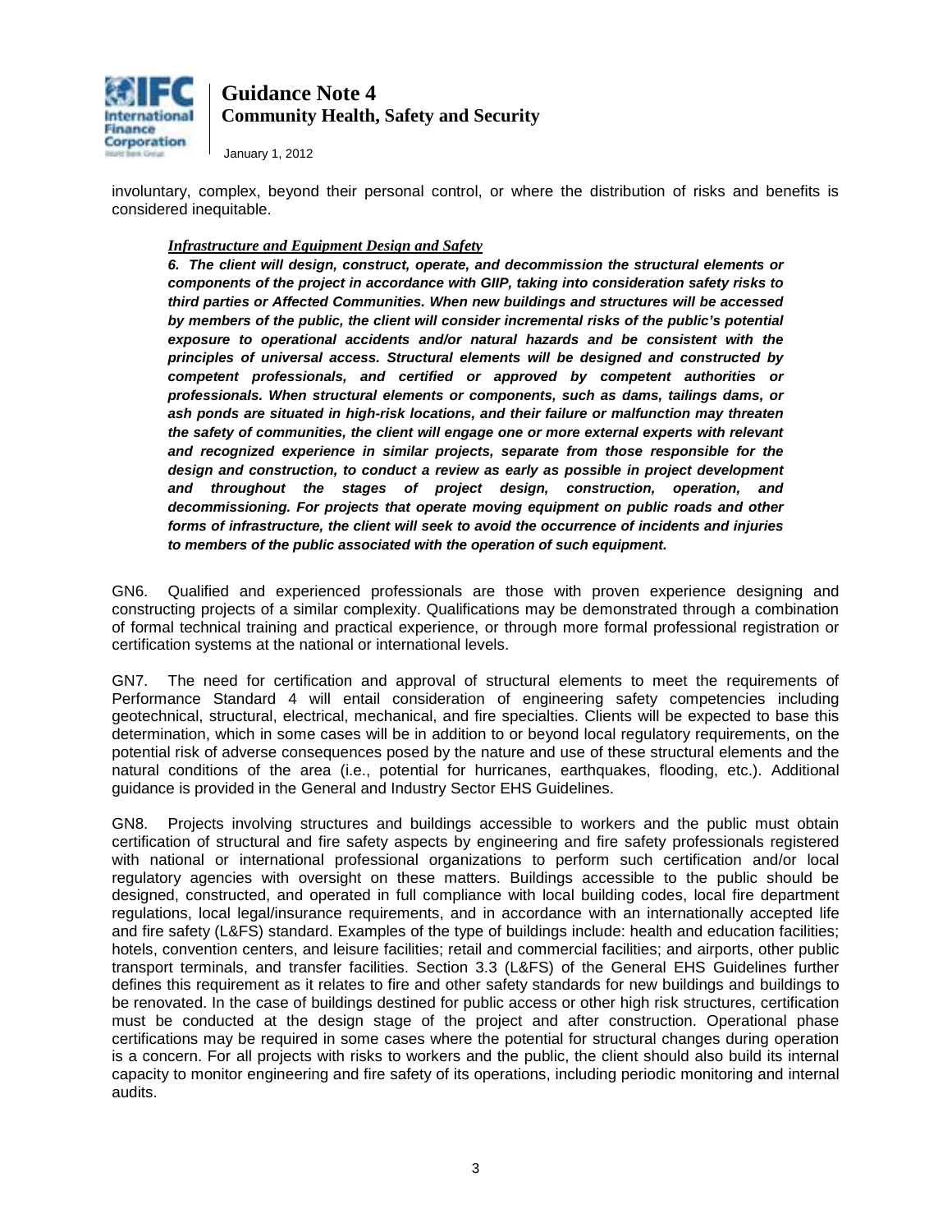involuntary, complex, beyond their personal control, or where the distribution of risks and benefits is considered inequitable.

***Infrastructure and Equipment Design and Safety***

***6. The client will design, construct, operate, and decommission the structural elements or components of the project in accordance with GIIP, taking into consideration safety risks to third parties or Affected Communities. When new buildings and structures will be accessed by members of the public, the client will consider incremental risks of the public's potential exposure to operational accidents and/or natural hazards and be consistent with the principles of universal access. Structural elements will be designed and constructed by competent professionals, and certified or approved by competent authorities or professionals. When structural elements or components, such as dams, tailings dams, or ash ponds are situated in high-risk locations, and their failure or malfunction may threaten the safety of communities, the client will engage one or more external experts with relevant and recognized experience in similar projects, separate from those responsible for the design and construction, to conduct a review as early as possible in project development and throughout the stages of project design, construction, operation, and decommissioning. For projects that operate moving equipment on public roads and other forms of infrastructure, the client will seek to avoid the occurrence of incidents and injuries to members of the public associated with the operation of such equipment.***

GN6. Qualified and experienced professionals are those with proven experience designing and constructing projects of a similar complexity. Qualifications may be demonstrated through a combination of formal technical training and practical experience, or through more formal professional registration or certification systems at the national or international levels.

GN7. The need for certification and approval of structural elements to meet the requirements of Performance Standard 4 will entail consideration of engineering safety competencies including geotechnical, structural, electrical, mechanical, and fire specialties. Clients will be expected to base this determination, which in some cases will be in addition to or beyond local regulatory requirements, on the potential risk of adverse consequences posed by the nature and use of these structural elements and the natural conditions of the area (i.e., potential for hurricanes, earthquakes, flooding, etc.). Additional guidance is provided in the General and Industry Sector EHS Guidelines.

GN8. Projects involving structures and buildings accessible to workers and the public must obtain certification of structural and fire safety aspects by engineering and fire safety professionals registered with national or international professional organizations to perform such certification and/or local regulatory agencies with oversight on these matters. Buildings accessible to the public should be designed, constructed, and operated in full compliance with local building codes, local fire department regulations, local legal/insurance requirements, and in accordance with an internationally accepted life and fire safety (L&FS) standard. Examples of the type of buildings include: health and education facilities; hotels, convention centers, and leisure facilities; retail and commercial facilities; and airports, other public transport terminals, and transfer facilities. Section 3.3 (L&FS) of the General EHS Guidelines further defines this requirement as it relates to fire and other safety standards for new buildings and buildings to be renovated. In the case of buildings destined for public access or other high risk structures, certification must be conducted at the design stage of the project and after construction. Operational phase certifications may be required in some cases where the potential for structural changes during operation is a concern. For all projects with risks to workers and the public, the client should also build its internal capacity to monitor engineering and fire safety of its operations, including periodic monitoring and internal audits.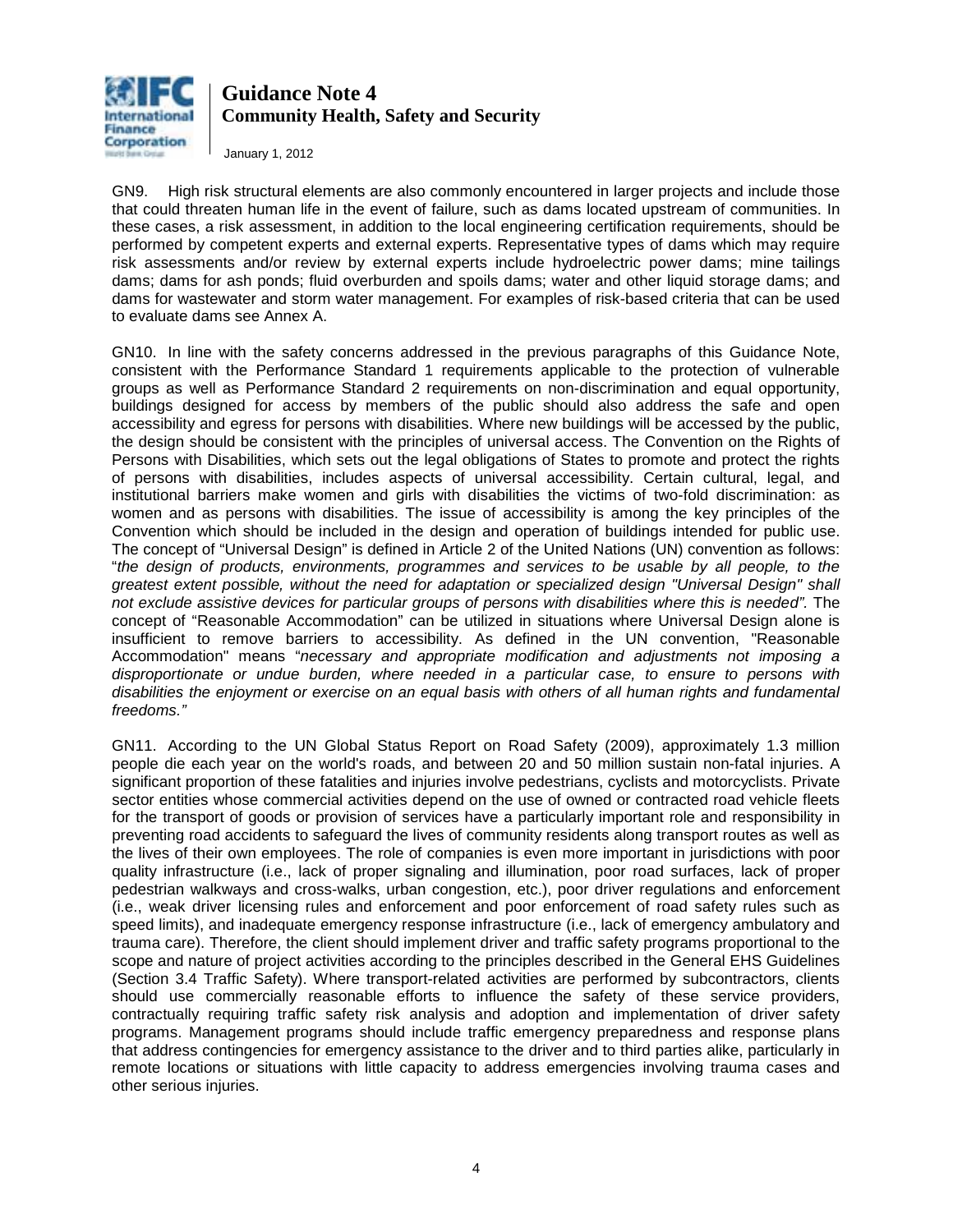GN9. High risk structural elements are also commonly encountered in larger projects and include those that could threaten human life in the event of failure, such as dams located upstream of communities. In these cases, a risk assessment, in addition to the local engineering certification requirements, should be performed by competent experts and external experts. Representative types of dams which may require risk assessments and/or review by external experts include hydroelectric power dams; mine tailings dams; dams for ash ponds; fluid overburden and spoils dams; water and other liquid storage dams; and dams for wastewater and storm water management. For examples of risk-based criteria that can be used to evaluate dams see Annex A.

GN10. In line with the safety concerns addressed in the previous paragraphs of this Guidance Note, consistent with the Performance Standard 1 requirements applicable to the protection of vulnerable groups as well as Performance Standard 2 requirements on non-discrimination and equal opportunity, buildings designed for access by members of the public should also address the safe and open accessibility and egress for persons with disabilities. Where new buildings will be accessed by the public, the design should be consistent with the principles of universal access. The Convention on the Rights of Persons with Disabilities, which sets out the legal obligations of States to promote and protect the rights of persons with disabilities, includes aspects of universal accessibility. Certain cultural, legal, and institutional barriers make women and girls with disabilities the victims of two-fold discrimination: as women and as persons with disabilities. The issue of accessibility is among the key principles of the Convention which should be included in the design and operation of buildings intended for public use. The concept of "Universal Design" is defined in Article 2 of the United Nations (UN) convention as follows: "*the design of products, environments, programmes and services to be usable by all people, to the greatest extent possible, without the need for adaptation or specialized design "Universal Design" shall not exclude assistive devices for particular groups of persons with disabilities where this is needed".* The concept of "Reasonable Accommodation" can be utilized in situations where Universal Design alone is insufficient to remove barriers to accessibility. As defined in the UN convention, "Reasonable Accommodation" means "*necessary and appropriate modification and adjustments not imposing a disproportionate or undue burden, where needed in a particular case, to ensure to persons with disabilities the enjoyment or exercise on an equal basis with others of all human rights and fundamental freedoms."*

GN11. According to the UN Global Status Report on Road Safety (2009), approximately 1.3 million people die each year on the world's roads, and between 20 and 50 million sustain non-fatal injuries. A significant proportion of these fatalities and injuries involve pedestrians, cyclists and motorcyclists. Private sector entities whose commercial activities depend on the use of owned or contracted road vehicle fleets for the transport of goods or provision of services have a particularly important role and responsibility in preventing road accidents to safeguard the lives of community residents along transport routes as well as the lives of their own employees. The role of companies is even more important in jurisdictions with poor quality infrastructure (i.e., lack of proper signaling and illumination, poor road surfaces, lack of proper pedestrian walkways and cross-walks, urban congestion, etc.), poor driver regulations and enforcement (i.e., weak driver licensing rules and enforcement and poor enforcement of road safety rules such as speed limits), and inadequate emergency response infrastructure (i.e., lack of emergency ambulatory and trauma care). Therefore, the client should implement driver and traffic safety programs proportional to the scope and nature of project activities according to the principles described in the General EHS Guidelines (Section 3.4 Traffic Safety). Where transport-related activities are performed by subcontractors, clients should use commercially reasonable efforts to influence the safety of these service providers, contractually requiring traffic safety risk analysis and adoption and implementation of driver safety programs. Management programs should include traffic emergency preparedness and response plans that address contingencies for emergency assistance to the driver and to third parties alike, particularly in remote locations or situations with little capacity to address emergencies involving trauma cases and other serious injuries.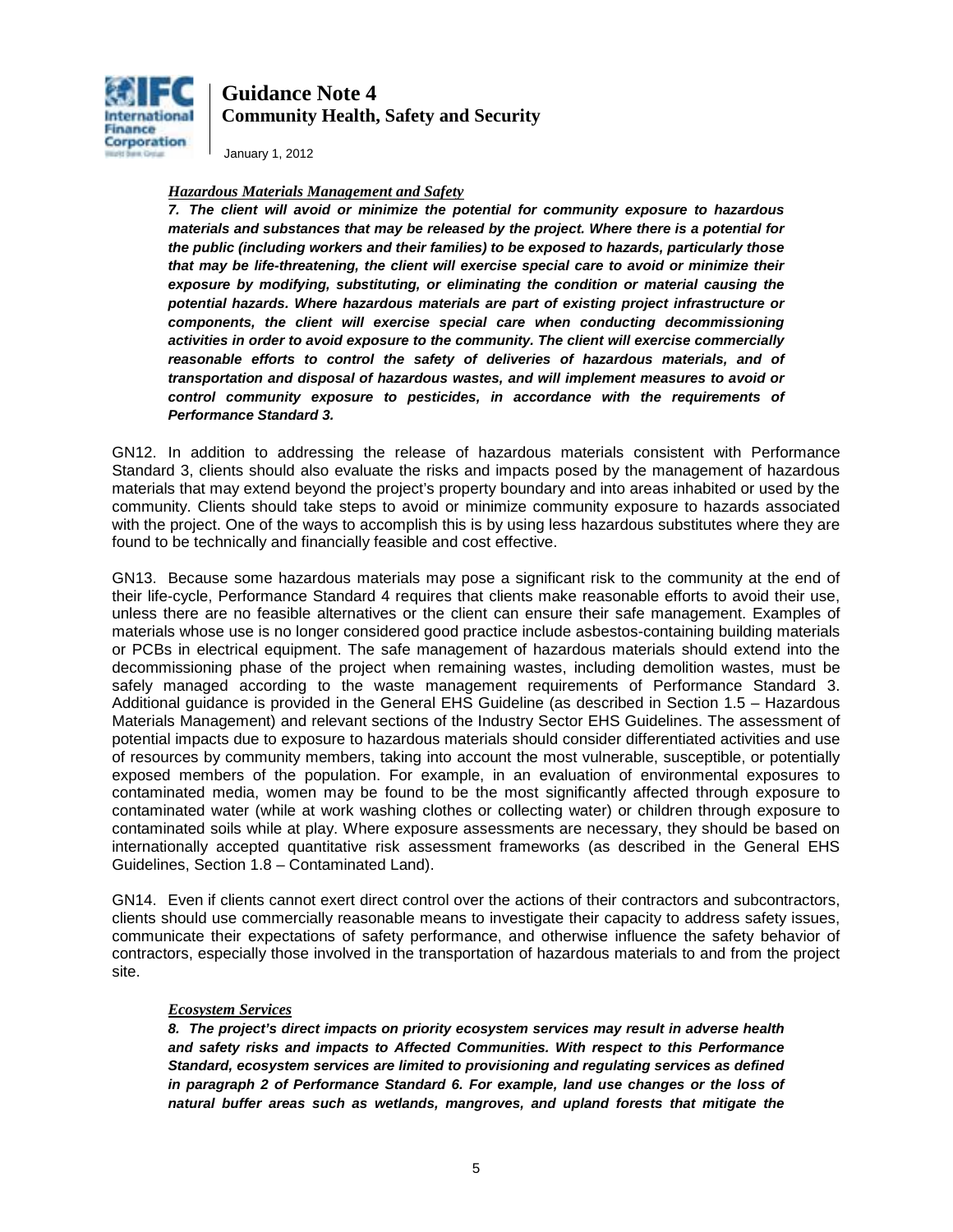***Hazardous Materials Management and Safety***

***7. The client will avoid or minimize the potential for community exposure to hazardous materials and substances that may be released by the project. Where there is a potential for the public (including workers and their families) to be exposed to hazards, particularly those that may be life-threatening, the client will exercise special care to avoid or minimize their exposure by modifying, substituting, or eliminating the condition or material causing the potential hazards. Where hazardous materials are part of existing project infrastructure or components, the client will exercise special care when conducting decommissioning activities in order to avoid exposure to the community. The client will exercise commercially reasonable efforts to control the safety of deliveries of hazardous materials, and of transportation and disposal of hazardous wastes, and will implement measures to avoid or control community exposure to pesticides, in accordance with the requirements of Performance Standard 3.***

GN12. In addition to addressing the release of hazardous materials consistent with Performance Standard 3, clients should also evaluate the risks and impacts posed by the management of hazardous materials that may extend beyond the project's property boundary and into areas inhabited or used by the community. Clients should take steps to avoid or minimize community exposure to hazards associated with the project. One of the ways to accomplish this is by using less hazardous substitutes where they are found to be technically and financially feasible and cost effective.

GN13. Because some hazardous materials may pose a significant risk to the community at the end of their life-cycle, Performance Standard 4 requires that clients make reasonable efforts to avoid their use, unless there are no feasible alternatives or the client can ensure their safe management. Examples of materials whose use is no longer considered good practice include asbestos-containing building materials or PCBs in electrical equipment. The safe management of hazardous materials should extend into the decommissioning phase of the project when remaining wastes, including demolition wastes, must be safely managed according to the waste management requirements of Performance Standard 3. Additional guidance is provided in the General EHS Guideline (as described in Section 1.5 – Hazardous Materials Management) and relevant sections of the Industry Sector EHS Guidelines. The assessment of potential impacts due to exposure to hazardous materials should consider differentiated activities and use of resources by community members, taking into account the most vulnerable, susceptible, or potentially exposed members of the population. For example, in an evaluation of environmental exposures to contaminated media, women may be found to be the most significantly affected through exposure to contaminated water (while at work washing clothes or collecting water) or children through exposure to contaminated soils while at play. Where exposure assessments are necessary, they should be based on internationally accepted quantitative risk assessment frameworks (as described in the General EHS Guidelines, Section 1.8 – Contaminated Land).

GN14. Even if clients cannot exert direct control over the actions of their contractors and subcontractors, clients should use commercially reasonable means to investigate their capacity to address safety issues, communicate their expectations of safety performance, and otherwise influence the safety behavior of contractors, especially those involved in the transportation of hazardous materials to and from the project site.

***Ecosystem Services***

***8. The project's direct impacts on priority ecosystem services may result in adverse health and safety risks and impacts to Affected Communities. With respect to this Performance Standard, ecosystem services are limited to provisioning and regulating services as defined in paragraph 2 of Performance Standard 6. For example, land use changes or the loss of natural buffer areas such as wetlands, mangroves, and upland forests that mitigate the***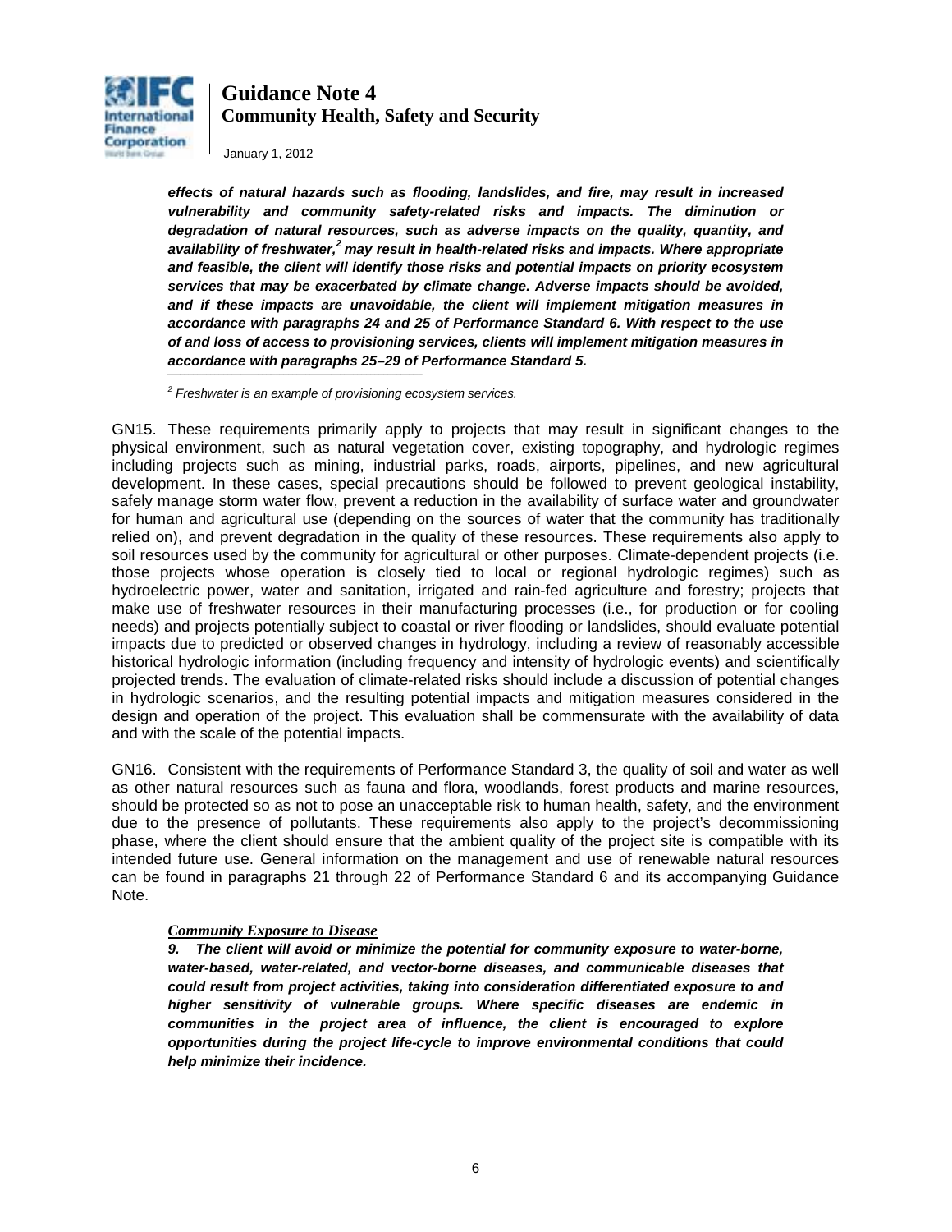***effects of natural hazards such as flooding, landslides, and fire, may result in increased vulnerability and community safety-related risks and impacts. The diminution or degradation of natural resources, such as adverse impacts on the quality, quantity, and availability of freshwater,[2] may result in health-related risks and impacts. Where appropriate and feasible, the client will identify those risks and potential impacts on priority ecosystem services that may be exacerbated by climate change. Adverse impacts should be avoided, and if these impacts are unavoidable, the client will implement mitigation measures in accordance with paragraphs 24 and 25 of Performance Standard 6. With respect to the use of and loss of access to provisioning services, clients will implement mitigation measures in accordance with paragraphs 25–29 of Performance Standard 5.***

*[2] Freshwater is an example of provisioning ecosystem services.*

GN15. These requirements primarily apply to projects that may result in significant changes to the physical environment, such as natural vegetation cover, existing topography, and hydrologic regimes including projects such as mining, industrial parks, roads, airports, pipelines, and new agricultural development. In these cases, special precautions should be followed to prevent geological instability, safely manage storm water flow, prevent a reduction in the availability of surface water and groundwater for human and agricultural use (depending on the sources of water that the community has traditionally relied on), and prevent degradation in the quality of these resources. These requirements also apply to soil resources used by the community for agricultural or other purposes. Climate-dependent projects (i.e. those projects whose operation is closely tied to local or regional hydrologic regimes) such as hydroelectric power, water and sanitation, irrigated and rain-fed agriculture and forestry; projects that make use of freshwater resources in their manufacturing processes (i.e., for production or for cooling needs) and projects potentially subject to coastal or river flooding or landslides, should evaluate potential impacts due to predicted or observed changes in hydrology, including a review of reasonably accessible historical hydrologic information (including frequency and intensity of hydrologic events) and scientifically projected trends. The evaluation of climate-related risks should include a discussion of potential changes in hydrologic scenarios, and the resulting potential impacts and mitigation measures considered in the design and operation of the project. This evaluation shall be commensurate with the availability of data and with the scale of the potential impacts.

GN16. Consistent with the requirements of Performance Standard 3, the quality of soil and water as well as other natural resources such as fauna and flora, woodlands, forest products and marine resources, should be protected so as not to pose an unacceptable risk to human health, safety, and the environment due to the presence of pollutants. These requirements also apply to the project's decommissioning phase, where the client should ensure that the ambient quality of the project site is compatible with its intended future use. General information on the management and use of renewable natural resources can be found in paragraphs 21 through 22 of Performance Standard 6 and its accompanying Guidance Note.

***Community Exposure to Disease***

***9. The client will avoid or minimize the potential for community exposure to water-borne, water-based, water-related, and vector-borne diseases, and communicable diseases that could result from project activities, taking into consideration differentiated exposure to and higher sensitivity of vulnerable groups. Where specific diseases are endemic in communities in the project area of influence, the client is encouraged to explore opportunities during the project life-cycle to improve environmental conditions that could help minimize their incidence.***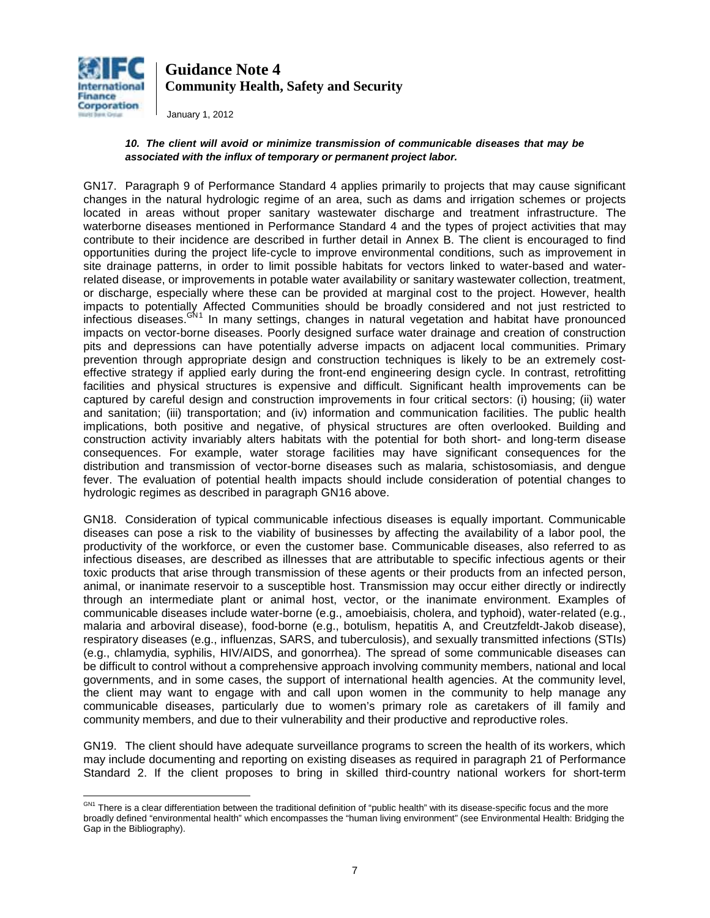***10. The client will avoid or minimize transmission of communicable diseases that may be associated with the influx of temporary or permanent project labor.***

GN17. Paragraph 9 of Performance Standard 4 applies primarily to projects that may cause significant changes in the natural hydrologic regime of an area, such as dams and irrigation schemes or projects located in areas without proper sanitary wastewater discharge and treatment infrastructure. The waterborne diseases mentioned in Performance Standard 4 and the types of project activities that may contribute to their incidence are described in further detail in Annex B. The client is encouraged to find opportunities during the project life-cycle to improve environmental conditions, such as improvement in site drainage patterns, in order to limit possible habitats for vectors linked to water-based and water-related disease, or improvements in potable water availability or sanitary wastewater collection, treatment, or discharge, especially where these can be provided at marginal cost to the project. However, health impacts to potentially Affected Communities should be broadly considered and not just restricted to infectious diseases.[GN1] In many settings, changes in natural vegetation and habitat have pronounced impacts on vector-borne diseases. Poorly designed surface water drainage and creation of construction pits and depressions can have potentially adverse impacts on adjacent local communities. Primary prevention through appropriate design and construction techniques is likely to be an extremely cost-effective strategy if applied early during the front-end engineering design cycle. In contrast, retrofitting facilities and physical structures is expensive and difficult. Significant health improvements can be captured by careful design and construction improvements in four critical sectors: (i) housing; (ii) water and sanitation; (iii) transportation; and (iv) information and communication facilities. The public health implications, both positive and negative, of physical structures are often overlooked. Building and construction activity invariably alters habitats with the potential for both short- and long-term disease consequences. For example, water storage facilities may have significant consequences for the distribution and transmission of vector-borne diseases such as malaria, schistosomiasis, and dengue fever. The evaluation of potential health impacts should include consideration of potential changes to hydrologic regimes as described in paragraph GN16 above.

GN18. Consideration of typical communicable infectious diseases is equally important. Communicable diseases can pose a risk to the viability of businesses by affecting the availability of a labor pool, the productivity of the workforce, or even the customer base. Communicable diseases, also referred to as infectious diseases, are described as illnesses that are attributable to specific infectious agents or their toxic products that arise through transmission of these agents or their products from an infected person, animal, or inanimate reservoir to a susceptible host. Transmission may occur either directly or indirectly through an intermediate plant or animal host, vector, or the inanimate environment. Examples of communicable diseases include water-borne (e.g., amoebiaisis, cholera, and typhoid), water-related (e.g., malaria and arboviral disease), food-borne (e.g., botulism, hepatitis A, and Creutzfeldt-Jakob disease), respiratory diseases (e.g., influenzas, SARS, and tuberculosis), and sexually transmitted infections (STIs) (e.g., chlamydia, syphilis, HIV/AIDS, and gonorrhea). The spread of some communicable diseases can be difficult to control without a comprehensive approach involving community members, national and local governments, and in some cases, the support of international health agencies. At the community level, the client may want to engage with and call upon women in the community to help manage any communicable diseases, particularly due to women's primary role as caretakers of ill family and community members, and due to their vulnerability and their productive and reproductive roles.

GN19. The client should have adequate surveillance programs to screen the health of its workers, which may include documenting and reporting on existing diseases as required in paragraph 21 of Performance Standard 2. If the client proposes to bring in skilled third-country national workers for short-term

---

[GN1] There is a clear differentiation between the traditional definition of "public health" with its disease-specific focus and the more broadly defined "environmental health" which encompasses the "human living environment" (see Environmental Health: Bridging the Gap in the Bibliography).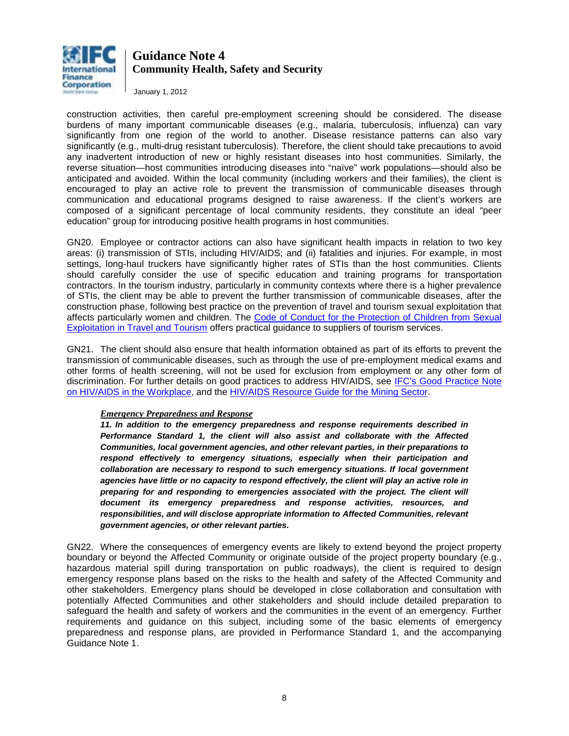construction activities, then careful pre-employment screening should be considered. The disease burdens of many important communicable diseases (e.g., malaria, tuberculosis, influenza) can vary significantly from one region of the world to another. Disease resistance patterns can also vary significantly (e.g., multi-drug resistant tuberculosis). Therefore, the client should take precautions to avoid any inadvertent introduction of new or highly resistant diseases into host communities. Similarly, the reverse situation—host communities introducing diseases into "naïve" work populations—should also be anticipated and avoided. Within the local community (including workers and their families), the client is encouraged to play an active role to prevent the transmission of communicable diseases through communication and educational programs designed to raise awareness. If the client's workers are composed of a significant percentage of local community residents, they constitute an ideal "peer education" group for introducing positive health programs in host communities.

GN20. Employee or contractor actions can also have significant health impacts in relation to two key areas: (i) transmission of STIs, including HIV/AIDS; and (ii) fatalities and injuries. For example, in most settings, long-haul truckers have significantly higher rates of STIs than the host communities. Clients should carefully consider the use of specific education and training programs for transportation contractors. In the tourism industry, particularly in community contexts where there is a higher prevalence of STIs, the client may be able to prevent the further transmission of communicable diseases, after the construction phase, following best practice on the prevention of travel and tourism sexual exploitation that affects particularly women and children. The Code of Conduct for the Protection of Children from Sexual Exploitation in Travel and Tourism offers practical guidance to suppliers of tourism services.

GN21. The client should also ensure that health information obtained as part of its efforts to prevent the transmission of communicable diseases, such as through the use of pre-employment medical exams and other forms of health screening, will not be used for exclusion from employment or any other form of discrimination. For further details on good practices to address HIV/AIDS, see IFC's Good Practice Note on HIV/AIDS in the Workplace, and the HIV/AIDS Resource Guide for the Mining Sector.

***Emergency Preparedness and Response***

***11. In addition to the emergency preparedness and response requirements described in Performance Standard 1, the client will also assist and collaborate with the Affected Communities, local government agencies, and other relevant parties, in their preparations to respond effectively to emergency situations, especially when their participation and collaboration are necessary to respond to such emergency situations. If local government agencies have little or no capacity to respond effectively, the client will play an active role in preparing for and responding to emergencies associated with the project. The client will document its emergency preparedness and response activities, resources, and responsibilities, and will disclose appropriate information to Affected Communities, relevant government agencies, or other relevant parties.***

GN22. Where the consequences of emergency events are likely to extend beyond the project property boundary or beyond the Affected Community or originate outside of the project property boundary (e.g., hazardous material spill during transportation on public roadways), the client is required to design emergency response plans based on the risks to the health and safety of the Affected Community and other stakeholders. Emergency plans should be developed in close collaboration and consultation with potentially Affected Communities and other stakeholders and should include detailed preparation to safeguard the health and safety of workers and the communities in the event of an emergency. Further requirements and guidance on this subject, including some of the basic elements of emergency preparedness and response plans, are provided in Performance Standard 1, and the accompanying Guidance Note 1.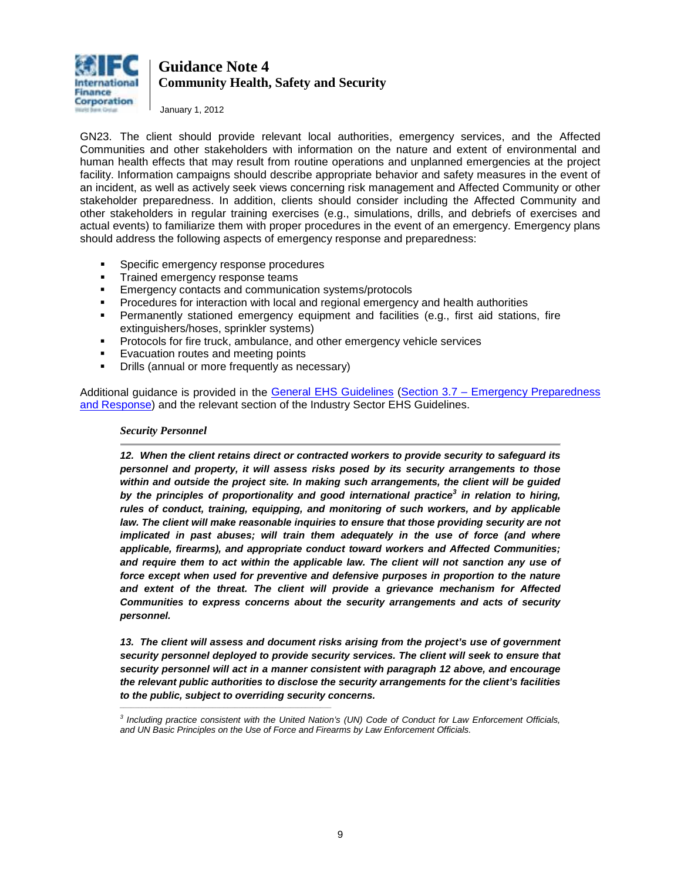GN23. The client should provide relevant local authorities, emergency services, and the Affected Communities and other stakeholders with information on the nature and extent of environmental and human health effects that may result from routine operations and unplanned emergencies at the project facility. Information campaigns should describe appropriate behavior and safety measures in the event of an incident, as well as actively seek views concerning risk management and Affected Community or other stakeholder preparedness. In addition, clients should consider including the Affected Community and other stakeholders in regular training exercises (e.g., simulations, drills, and debriefs of exercises and actual events) to familiarize them with proper procedures in the event of an emergency. Emergency plans should address the following aspects of emergency response and preparedness:

- Specific emergency response procedures
- Trained emergency response teams
- Emergency contacts and communication systems/protocols
- Procedures for interaction with local and regional emergency and health authorities
- Permanently stationed emergency equipment and facilities (e.g., first aid stations, fire extinguishers/hoses, sprinkler systems)
- Protocols for fire truck, ambulance, and other emergency vehicle services
- Evacuation routes and meeting points
- Drills (annual or more frequently as necessary)

Additional guidance is provided in the General EHS Guidelines (Section 3.7 – Emergency Preparedness and Response) and the relevant section of the Industry Sector EHS Guidelines.

***Security Personnel***

***12. When the client retains direct or contracted workers to provide security to safeguard its personnel and property, it will assess risks posed by its security arrangements to those within and outside the project site. In making such arrangements, the client will be guided by the principles of proportionality and good international practice[3] in relation to hiring, rules of conduct, training, equipping, and monitoring of such workers, and by applicable law. The client will make reasonable inquiries to ensure that those providing security are not implicated in past abuses; will train them adequately in the use of force (and where applicable, firearms), and appropriate conduct toward workers and Affected Communities; and require them to act within the applicable law. The client will not sanction any use of force except when used for preventive and defensive purposes in proportion to the nature and extent of the threat. The client will provide a grievance mechanism for Affected Communities to express concerns about the security arrangements and acts of security personnel.***

***13. The client will assess and document risks arising from the project's use of government security personnel deployed to provide security services. The client will seek to ensure that security personnel will act in a manner consistent with paragraph 12 above, and encourage the relevant public authorities to disclose the security arrangements for the client's facilities to the public, subject to overriding security concerns.***

---

*[3] Including practice consistent with the United Nation's (UN) Code of Conduct for Law Enforcement Officials, and UN Basic Principles on the Use of Force and Firearms by Law Enforcement Officials.*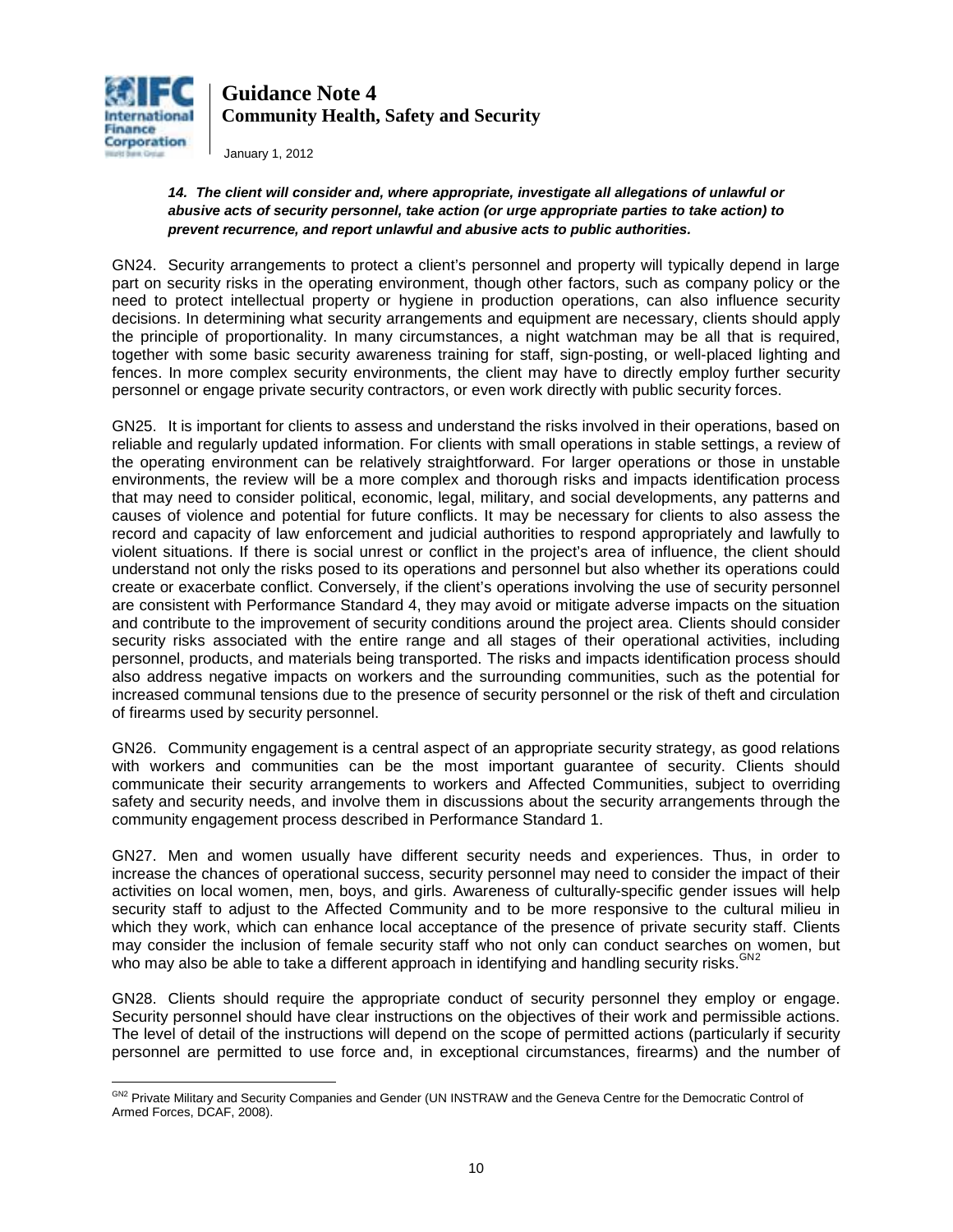***14. The client will consider and, where appropriate, investigate all allegations of unlawful or abusive acts of security personnel, take action (or urge appropriate parties to take action) to prevent recurrence, and report unlawful and abusive acts to public authorities.***

GN24. Security arrangements to protect a client's personnel and property will typically depend in large part on security risks in the operating environment, though other factors, such as company policy or the need to protect intellectual property or hygiene in production operations, can also influence security decisions. In determining what security arrangements and equipment are necessary, clients should apply the principle of proportionality. In many circumstances, a night watchman may be all that is required, together with some basic security awareness training for staff, sign-posting, or well-placed lighting and fences. In more complex security environments, the client may have to directly employ further security personnel or engage private security contractors, or even work directly with public security forces.

GN25. It is important for clients to assess and understand the risks involved in their operations, based on reliable and regularly updated information. For clients with small operations in stable settings, a review of the operating environment can be relatively straightforward. For larger operations or those in unstable environments, the review will be a more complex and thorough risks and impacts identification process that may need to consider political, economic, legal, military, and social developments, any patterns and causes of violence and potential for future conflicts. It may be necessary for clients to also assess the record and capacity of law enforcement and judicial authorities to respond appropriately and lawfully to violent situations. If there is social unrest or conflict in the project's area of influence, the client should understand not only the risks posed to its operations and personnel but also whether its operations could create or exacerbate conflict. Conversely, if the client's operations involving the use of security personnel are consistent with Performance Standard 4, they may avoid or mitigate adverse impacts on the situation and contribute to the improvement of security conditions around the project area. Clients should consider security risks associated with the entire range and all stages of their operational activities, including personnel, products, and materials being transported. The risks and impacts identification process should also address negative impacts on workers and the surrounding communities, such as the potential for increased communal tensions due to the presence of security personnel or the risk of theft and circulation of firearms used by security personnel.

GN26. Community engagement is a central aspect of an appropriate security strategy, as good relations with workers and communities can be the most important guarantee of security. Clients should communicate their security arrangements to workers and Affected Communities, subject to overriding safety and security needs, and involve them in discussions about the security arrangements through the community engagement process described in Performance Standard 1.

GN27. Men and women usually have different security needs and experiences. Thus, in order to increase the chances of operational success, security personnel may need to consider the impact of their activities on local women, men, boys, and girls. Awareness of culturally-specific gender issues will help security staff to adjust to the Affected Community and to be more responsive to the cultural milieu in which they work, which can enhance local acceptance of the presence of private security staff. Clients may consider the inclusion of female security staff who not only can conduct searches on women, but who may also be able to take a different approach in identifying and handling security risks.[GN2]

GN28. Clients should require the appropriate conduct of security personnel they employ or engage. Security personnel should have clear instructions on the objectives of their work and permissible actions. The level of detail of the instructions will depend on the scope of permitted actions (particularly if security personnel are permitted to use force and, in exceptional circumstances, firearms) and the number of

---

[GN2] Private Military and Security Companies and Gender (UN INSTRAW and the Geneva Centre for the Democratic Control of Armed Forces, DCAF, 2008).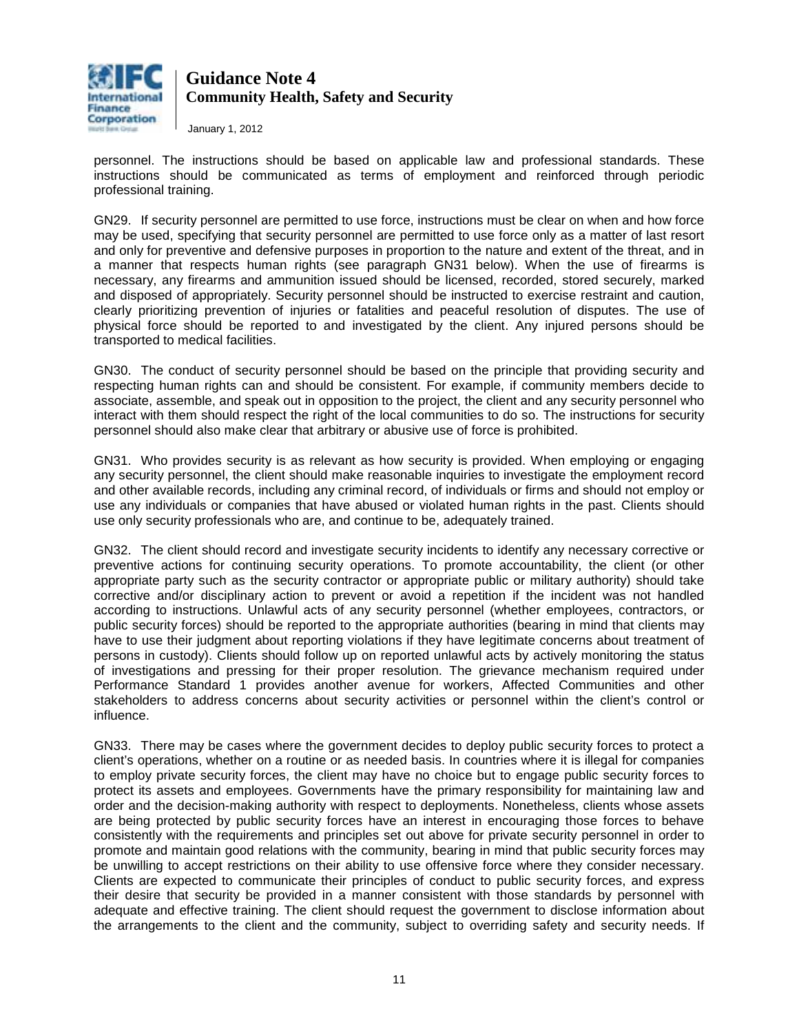personnel. The instructions should be based on applicable law and professional standards. These instructions should be communicated as terms of employment and reinforced through periodic professional training.

GN29. If security personnel are permitted to use force, instructions must be clear on when and how force may be used, specifying that security personnel are permitted to use force only as a matter of last resort and only for preventive and defensive purposes in proportion to the nature and extent of the threat, and in a manner that respects human rights (see paragraph GN31 below). When the use of firearms is necessary, any firearms and ammunition issued should be licensed, recorded, stored securely, marked and disposed of appropriately. Security personnel should be instructed to exercise restraint and caution, clearly prioritizing prevention of injuries or fatalities and peaceful resolution of disputes. The use of physical force should be reported to and investigated by the client. Any injured persons should be transported to medical facilities.

GN30. The conduct of security personnel should be based on the principle that providing security and respecting human rights can and should be consistent. For example, if community members decide to associate, assemble, and speak out in opposition to the project, the client and any security personnel who interact with them should respect the right of the local communities to do so. The instructions for security personnel should also make clear that arbitrary or abusive use of force is prohibited.

GN31. Who provides security is as relevant as how security is provided. When employing or engaging any security personnel, the client should make reasonable inquiries to investigate the employment record and other available records, including any criminal record, of individuals or firms and should not employ or use any individuals or companies that have abused or violated human rights in the past. Clients should use only security professionals who are, and continue to be, adequately trained.

GN32. The client should record and investigate security incidents to identify any necessary corrective or preventive actions for continuing security operations. To promote accountability, the client (or other appropriate party such as the security contractor or appropriate public or military authority) should take corrective and/or disciplinary action to prevent or avoid a repetition if the incident was not handled according to instructions. Unlawful acts of any security personnel (whether employees, contractors, or public security forces) should be reported to the appropriate authorities (bearing in mind that clients may have to use their judgment about reporting violations if they have legitimate concerns about treatment of persons in custody). Clients should follow up on reported unlawful acts by actively monitoring the status of investigations and pressing for their proper resolution. The grievance mechanism required under Performance Standard 1 provides another avenue for workers, Affected Communities and other stakeholders to address concerns about security activities or personnel within the client's control or influence.

GN33. There may be cases where the government decides to deploy public security forces to protect a client's operations, whether on a routine or as needed basis. In countries where it is illegal for companies to employ private security forces, the client may have no choice but to engage public security forces to protect its assets and employees. Governments have the primary responsibility for maintaining law and order and the decision-making authority with respect to deployments. Nonetheless, clients whose assets are being protected by public security forces have an interest in encouraging those forces to behave consistently with the requirements and principles set out above for private security personnel in order to promote and maintain good relations with the community, bearing in mind that public security forces may be unwilling to accept restrictions on their ability to use offensive force where they consider necessary. Clients are expected to communicate their principles of conduct to public security forces, and express their desire that security be provided in a manner consistent with those standards by personnel with adequate and effective training. The client should request the government to disclose information about the arrangements to the client and the community, subject to overriding safety and security needs. If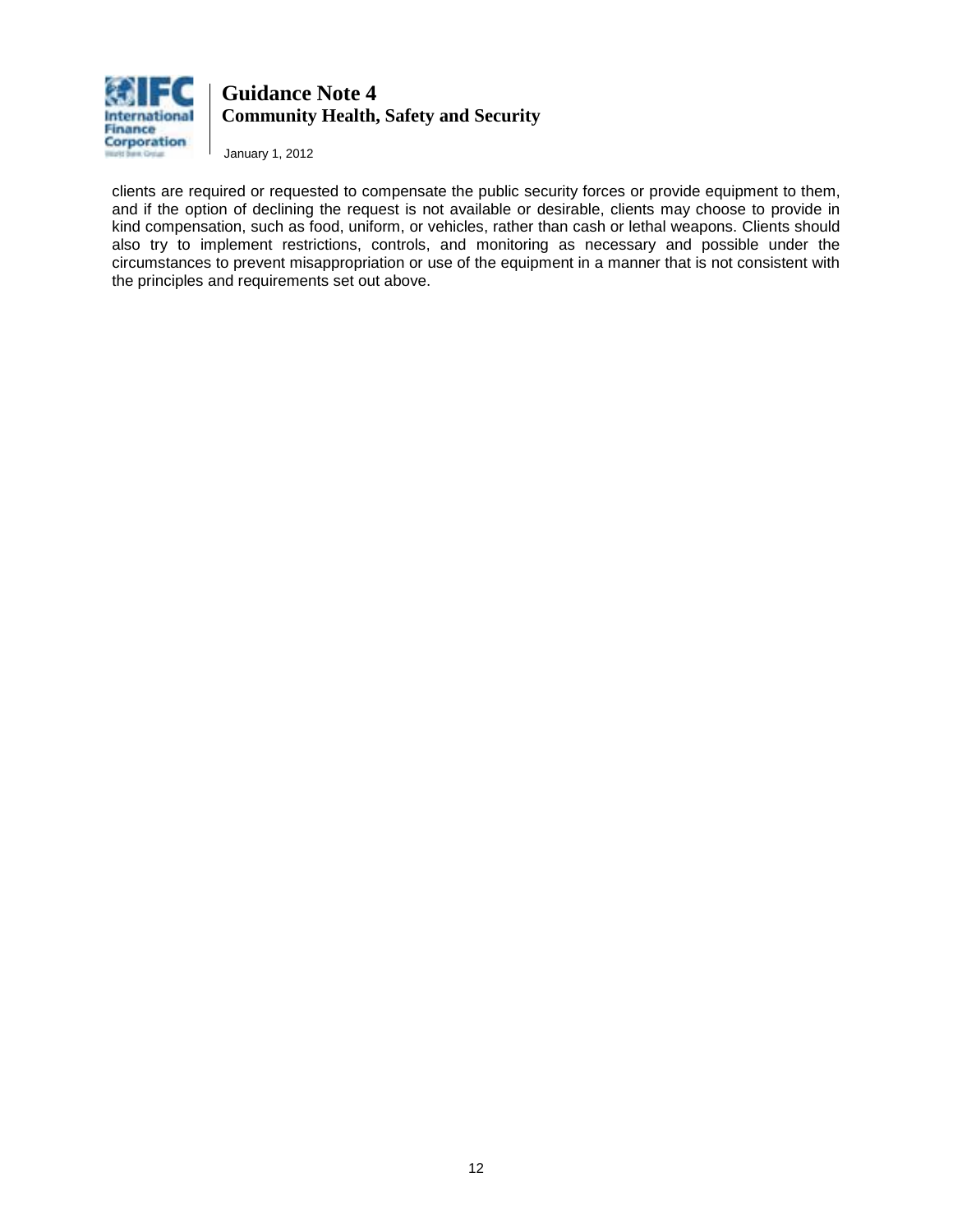clients are required or requested to compensate the public security forces or provide equipment to them, and if the option of declining the request is not available or desirable, clients may choose to provide in kind compensation, such as food, uniform, or vehicles, rather than cash or lethal weapons. Clients should also try to implement restrictions, controls, and monitoring as necessary and possible under the circumstances to prevent misappropriation or use of the equipment in a manner that is not consistent with the principles and requirements set out above.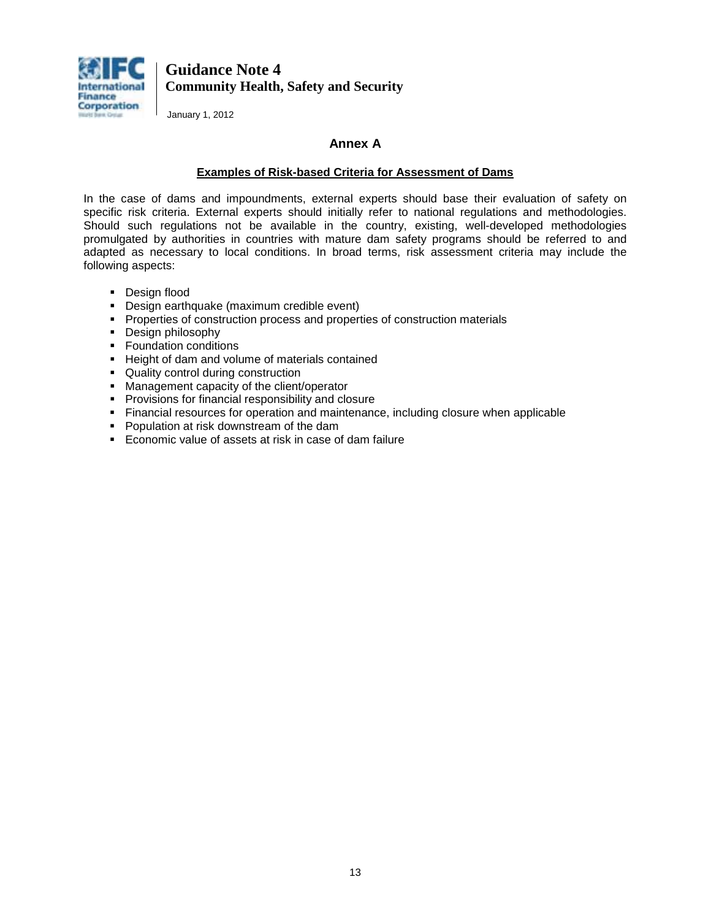## Annex A

### Examples of Risk-based Criteria for Assessment of Dams

In the case of dams and impoundments, external experts should base their evaluation of safety on specific risk criteria. External experts should initially refer to national regulations and methodologies. Should such regulations not be available in the country, existing, well-developed methodologies promulgated by authorities in countries with mature dam safety programs should be referred to and adapted as necessary to local conditions. In broad terms, risk assessment criteria may include the following aspects:

- Design flood
- Design earthquake (maximum credible event)
- Properties of construction process and properties of construction materials
- Design philosophy
- Foundation conditions
- Height of dam and volume of materials contained
- Quality control during construction
- Management capacity of the client/operator
- Provisions for financial responsibility and closure
- Financial resources for operation and maintenance, including closure when applicable
- Population at risk downstream of the dam
- Economic value of assets at risk in case of dam failure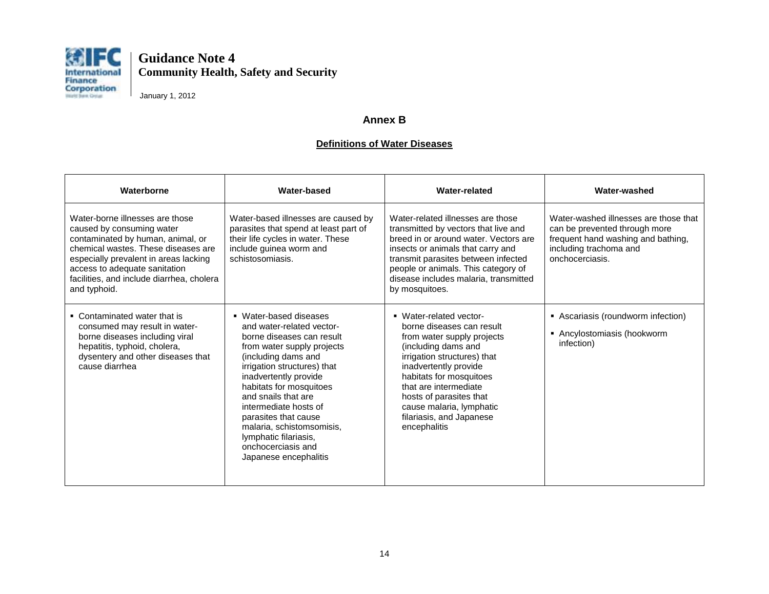## Annex B

### Definitions of Water Diseases

| Waterborne | Water-based | Water-related | Water-washed |
|---|---|---|---|
| Water-borne illnesses are those caused by consuming water contaminated by human, animal, or chemical wastes. These diseases are especially prevalent in areas lacking access to adequate sanitation facilities, and include diarrhea, cholera and typhoid. | Water-based illnesses are caused by parasites that spend at least part of their life cycles in water. These include guinea worm and schistosomiasis. | Water-related illnesses are those transmitted by vectors that live and breed in or around water. Vectors are insects or animals that carry and transmit parasites between infected people or animals. This category of disease includes malaria, transmitted by mosquitoes. | Water-washed illnesses are those that can be prevented through more frequent hand washing and bathing, including trachoma and onchocerciasis. |
| ▪ Contaminated water that is consumed may result in water-borne diseases including viral hepatitis, typhoid, cholera, dysentery and other diseases that cause diarrhea | ▪ Water-based diseases and water-related vector-borne diseases can result from water supply projects (including dams and irrigation structures) that inadvertently provide habitats for mosquitoes and snails that are intermediate hosts of parasites that cause malaria, schistomsomisis, lymphatic filariasis, onchocerciasis and Japanese encephalitis | ▪ Water-related vector-borne diseases can result from water supply projects (including dams and irrigation structures) that inadvertently provide habitats for mosquitoes that are intermediate hosts of parasites that cause malaria, lymphatic filariasis, and Japanese encephalitis | ▪ Ascariasis (roundworm infection)<br>▪ Ancylostomiasis (hookworm infection) |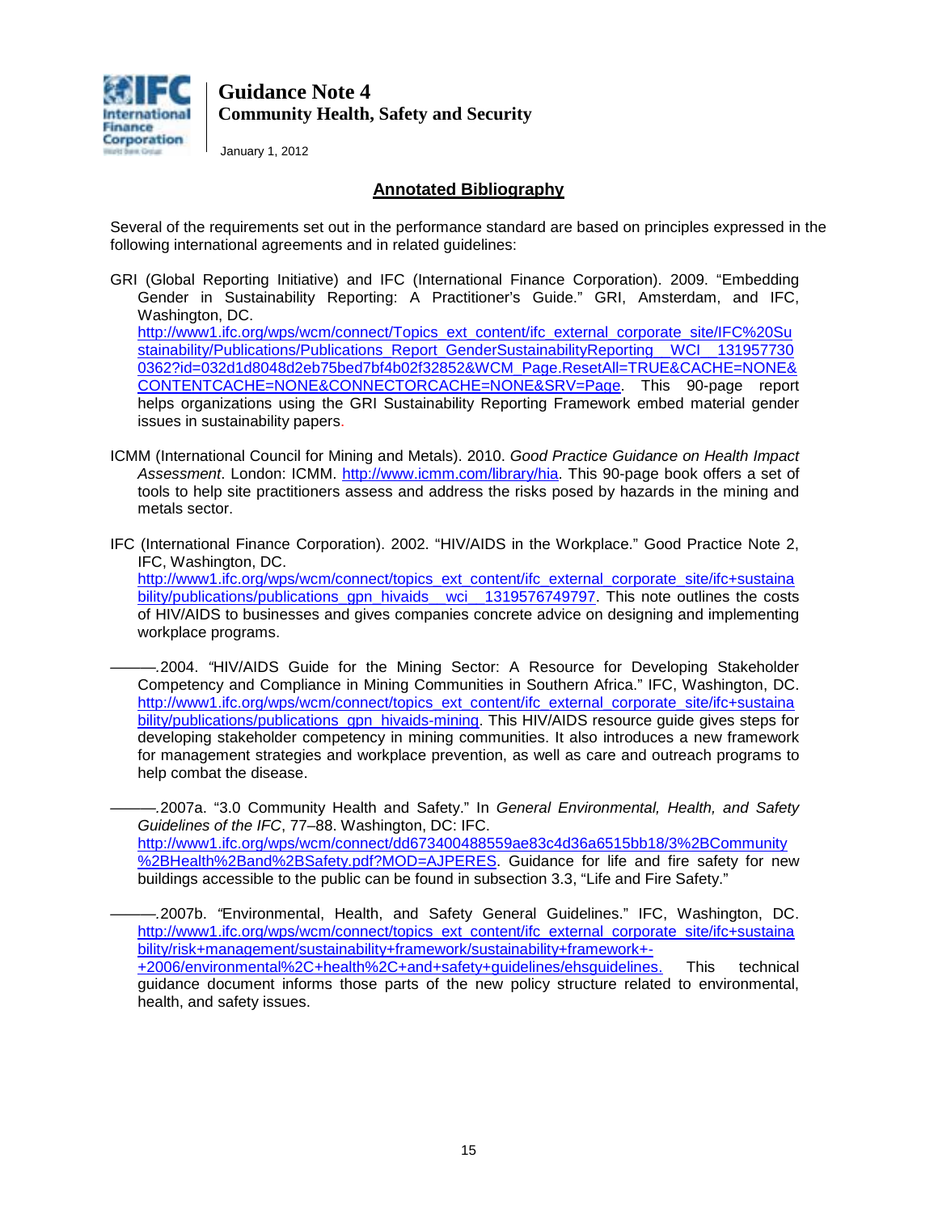## Annotated Bibliography

Several of the requirements set out in the performance standard are based on principles expressed in the following international agreements and in related guidelines:

GRI (Global Reporting Initiative) and IFC (International Finance Corporation). 2009. "Embedding Gender in Sustainability Reporting: A Practitioner's Guide." GRI, Amsterdam, and IFC, Washington, DC. http://www1.ifc.org/wps/wcm/connect/Topics_ext_content/ifc_external_corporate_site/IFC%20Sustainability/Publications/Publications_Report_GenderSustainabilityReporting__WCI__1319577300362?id=032d1d8048d2eb75bed7bf4b02f32852&WCM_Page.ResetAll=TRUE&CACHE=NONE&CONTENTCACHE=NONE&CONNECTORCACHE=NONE&SRV=Page. This 90-page report helps organizations using the GRI Sustainability Reporting Framework embed material gender issues in sustainability papers.

ICMM (International Council for Mining and Metals). 2010. *Good Practice Guidance on Health Impact Assessment*. London: ICMM. http://www.icmm.com/library/hia. This 90-page book offers a set of tools to help site practitioners assess and address the risks posed by hazards in the mining and metals sector.

IFC (International Finance Corporation). 2002. "HIV/AIDS in the Workplace." Good Practice Note 2, IFC, Washington, DC. http://www1.ifc.org/wps/wcm/connect/topics_ext_content/ifc_external_corporate_site/ifc+sustainability/publications/publications_gpn_hivaids__wci__1319576749797. This note outlines the costs of HIV/AIDS to businesses and gives companies concrete advice on designing and implementing workplace programs.

———.2004. "HIV/AIDS Guide for the Mining Sector: A Resource for Developing Stakeholder Competency and Compliance in Mining Communities in Southern Africa." IFC, Washington, DC. http://www1.ifc.org/wps/wcm/connect/topics_ext_content/ifc_external_corporate_site/ifc+sustainability/publications/publications_gpn_hivaids-mining. This HIV/AIDS resource guide gives steps for developing stakeholder competency in mining communities. It also introduces a new framework for management strategies and workplace prevention, as well as care and outreach programs to help combat the disease.

———.2007a. "3.0 Community Health and Safety." In *General Environmental, Health, and Safety Guidelines of the IFC*, 77–88. Washington, DC: IFC. http://www1.ifc.org/wps/wcm/connect/dd673400488559ae83c4d36a6515bb18/3%2BCommunity%2BHealth%2Band%2BSafety.pdf?MOD=AJPERES. Guidance for life and fire safety for new buildings accessible to the public can be found in subsection 3.3, "Life and Fire Safety."

———.2007b. "Environmental, Health, and Safety General Guidelines." IFC, Washington, DC. http://www1.ifc.org/wps/wcm/connect/topics_ext_content/ifc_external_corporate_site/ifc+sustainability/risk+management/sustainability+framework/sustainability+framework+-+2006/environmental%2C+health%2C+and+safety+guidelines/ehsguidelines. This technical guidance document informs those parts of the new policy structure related to environmental, health, and safety issues.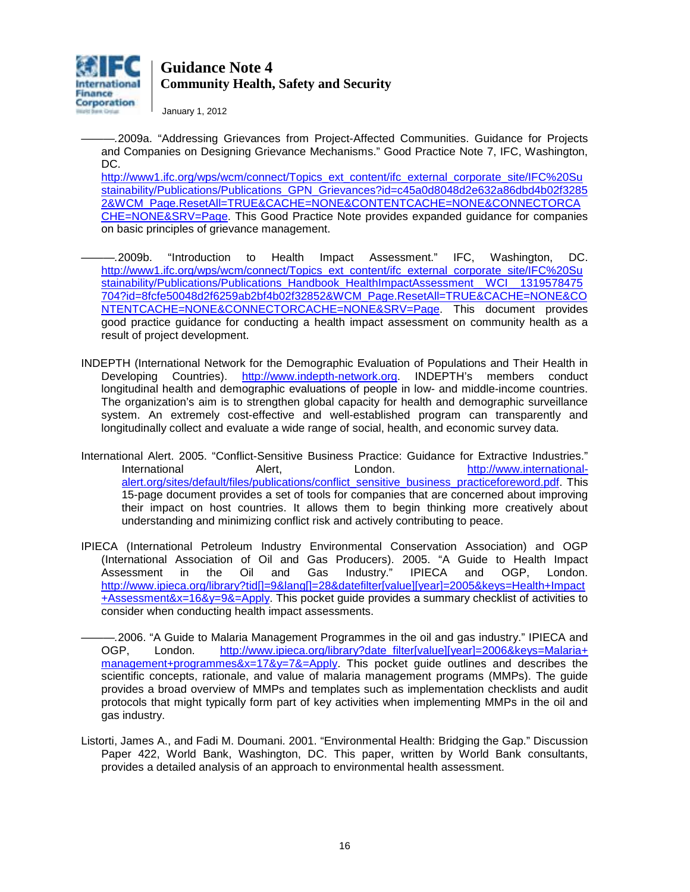———.2009a. “Addressing Grievances from Project-Affected Communities. Guidance for Projects and Companies on Designing Grievance Mechanisms.” Good Practice Note 7, IFC, Washington, DC. http://www1.ifc.org/wps/wcm/connect/Topics_ext_content/ifc_external_corporate_site/IFC%20Sustainability/Publications/Publications_GPN_Grievances?id=c45a0d8048d2e632a86dbd4b02f32852&WCM_Page.ResetAll=TRUE&CACHE=NONE&CONTENTCACHE=NONE&CONNECTORCACHE=NONE&SRV=Page. This Good Practice Note provides expanded guidance for companies on basic principles of grievance management.

———.2009b. “Introduction to Health Impact Assessment.” IFC, Washington, DC. http://www1.ifc.org/wps/wcm/connect/Topics_ext_content/ifc_external_corporate_site/IFC%20Sustainability/Publications/Publications_Handbook_HealthImpactAssessment__WCI__1319578475704?id=8fcfe50048d2f6259ab2bf4b02f32852&WCM_Page.ResetAll=TRUE&CACHE=NONE&CONTENTCACHE=NONE&CONNECTORCACHE=NONE&SRV=Page. This document provides good practice guidance for conducting a health impact assessment on community health as a result of project development.

INDEPTH (International Network for the Demographic Evaluation of Populations and Their Health in Developing Countries). http://www.indepth-network.org. INDEPTH's members conduct longitudinal health and demographic evaluations of people in low- and middle-income countries. The organization's aim is to strengthen global capacity for health and demographic surveillance system. An extremely cost-effective and well-established program can transparently and longitudinally collect and evaluate a wide range of social, health, and economic survey data.

International Alert. 2005. “Conflict-Sensitive Business Practice: Guidance for Extractive Industries.” International Alert, London. http://www.international-alert.org/sites/default/files/publications/conflict_sensitive_business_practiceforeword.pdf. This 15-page document provides a set of tools for companies that are concerned about improving their impact on host countries. It allows them to begin thinking more creatively about understanding and minimizing conflict risk and actively contributing to peace.

IPIECA (International Petroleum Industry Environmental Conservation Association) and OGP (International Association of Oil and Gas Producers). 2005. “A Guide to Health Impact Assessment in the Oil and Gas Industry.” IPIECA and OGP, London. http://www.ipieca.org/library?tid[]=9&lang[]=28&datefilter[value][year]=2005&keys=Health+Impact+Assessment&x=16&y=9&=Apply. This pocket guide provides a summary checklist of activities to consider when conducting health impact assessments.

———.2006. “A Guide to Malaria Management Programmes in the oil and gas industry.” IPIECA and OGP, London. http://www.ipieca.org/library?date_filter[value][year]=2006&keys=Malaria+management+programmes&x=17&y=7&=Apply. This pocket guide outlines and describes the scientific concepts, rationale, and value of malaria management programs (MMPs). The guide provides a broad overview of MMPs and templates such as implementation checklists and audit protocols that might typically form part of key activities when implementing MMPs in the oil and gas industry.

Listorti, James A., and Fadi M. Doumani. 2001. “Environmental Health: Bridging the Gap.” Discussion Paper 422, World Bank, Washington, DC. This paper, written by World Bank consultants, provides a detailed analysis of an approach to environmental health assessment.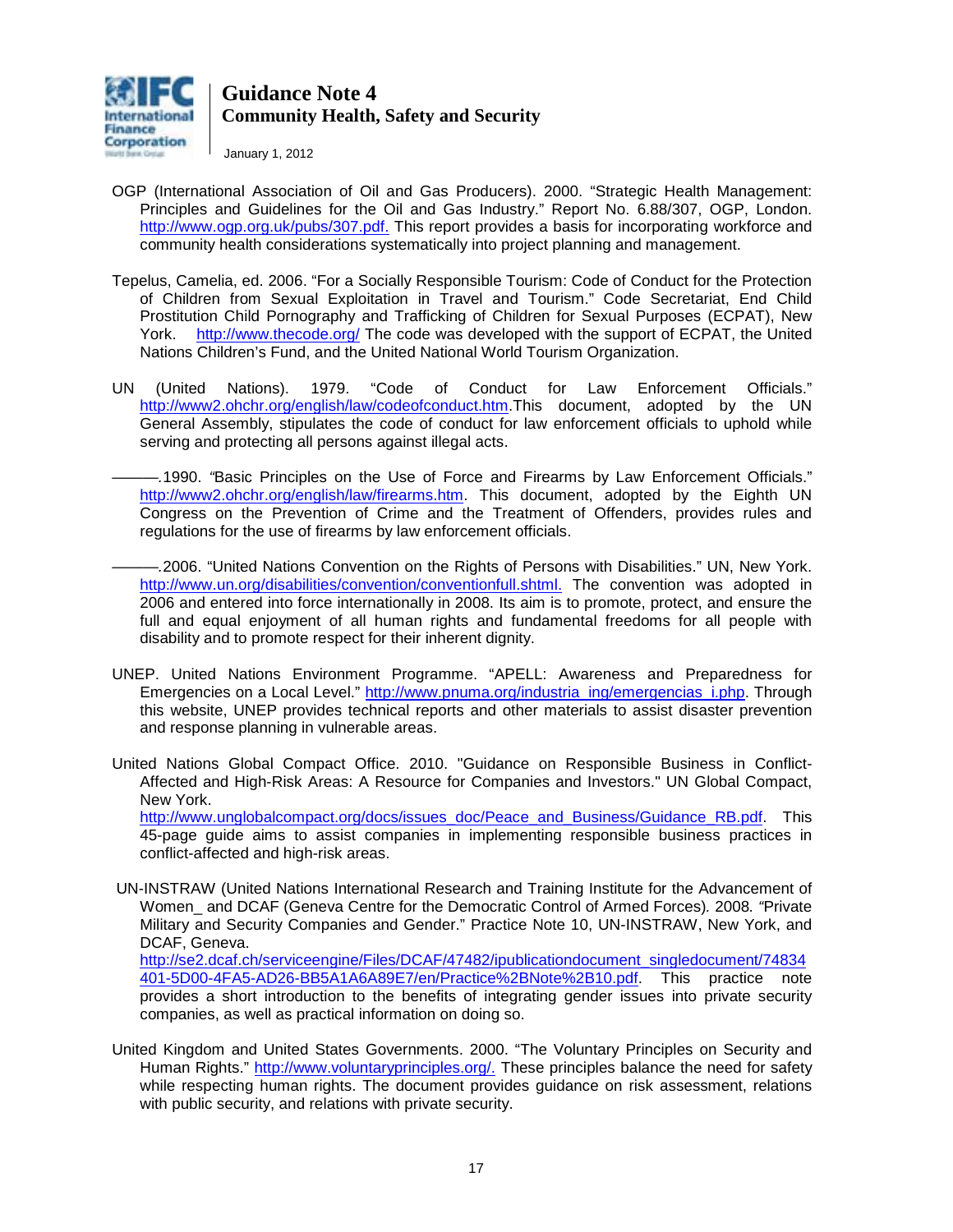OGP (International Association of Oil and Gas Producers). 2000. "Strategic Health Management: Principles and Guidelines for the Oil and Gas Industry." Report No. 6.88/307, OGP, London. http://www.ogp.org.uk/pubs/307.pdf. This report provides a basis for incorporating workforce and community health considerations systematically into project planning and management.

Tepelus, Camelia, ed. 2006. "For a Socially Responsible Tourism: Code of Conduct for the Protection of Children from Sexual Exploitation in Travel and Tourism." Code Secretariat, End Child Prostitution Child Pornography and Trafficking of Children for Sexual Purposes (ECPAT), New York. http://www.thecode.org/ The code was developed with the support of ECPAT, the United Nations Children's Fund, and the United National World Tourism Organization.

UN (United Nations). 1979. "Code of Conduct for Law Enforcement Officials." http://www2.ohchr.org/english/law/codeofconduct.htm.This document, adopted by the UN General Assembly, stipulates the code of conduct for law enforcement officials to uphold while serving and protecting all persons against illegal acts.

———.1990. "Basic Principles on the Use of Force and Firearms by Law Enforcement Officials." http://www2.ohchr.org/english/law/firearms.htm. This document, adopted by the Eighth UN Congress on the Prevention of Crime and the Treatment of Offenders, provides rules and regulations for the use of firearms by law enforcement officials.

———.2006. "United Nations Convention on the Rights of Persons with Disabilities." UN, New York. http://www.un.org/disabilities/convention/conventionfull.shtml. The convention was adopted in 2006 and entered into force internationally in 2008. Its aim is to promote, protect, and ensure the full and equal enjoyment of all human rights and fundamental freedoms for all people with disability and to promote respect for their inherent dignity.

UNEP. United Nations Environment Programme. "APELL: Awareness and Preparedness for Emergencies on a Local Level." http://www.pnuma.org/industria_ing/emergencias_i.php. Through this website, UNEP provides technical reports and other materials to assist disaster prevention and response planning in vulnerable areas.

United Nations Global Compact Office. 2010. "Guidance on Responsible Business in Conflict-Affected and High-Risk Areas: A Resource for Companies and Investors." UN Global Compact, New York. http://www.unglobalcompact.org/docs/issues_doc/Peace_and_Business/Guidance_RB.pdf. This 45-page guide aims to assist companies in implementing responsible business practices in conflict-affected and high-risk areas.

UN-INSTRAW (United Nations International Research and Training Institute for the Advancement of Women_ and DCAF (Geneva Centre for the Democratic Control of Armed Forces). 2008. "Private Military and Security Companies and Gender." Practice Note 10, UN-INSTRAW, New York, and DCAF, Geneva. http://se2.dcaf.ch/serviceengine/Files/DCAF/47482/ipublicationdocument_singledocument/74834401-5D00-4FA5-AD26-BB5A1A6A89E7/en/Practice%2BNote%2B10.pdf. This practice note provides a short introduction to the benefits of integrating gender issues into private security companies, as well as practical information on doing so.

United Kingdom and United States Governments. 2000. "The Voluntary Principles on Security and Human Rights." http://www.voluntaryprinciples.org/. These principles balance the need for safety while respecting human rights. The document provides guidance on risk assessment, relations with public security, and relations with private security.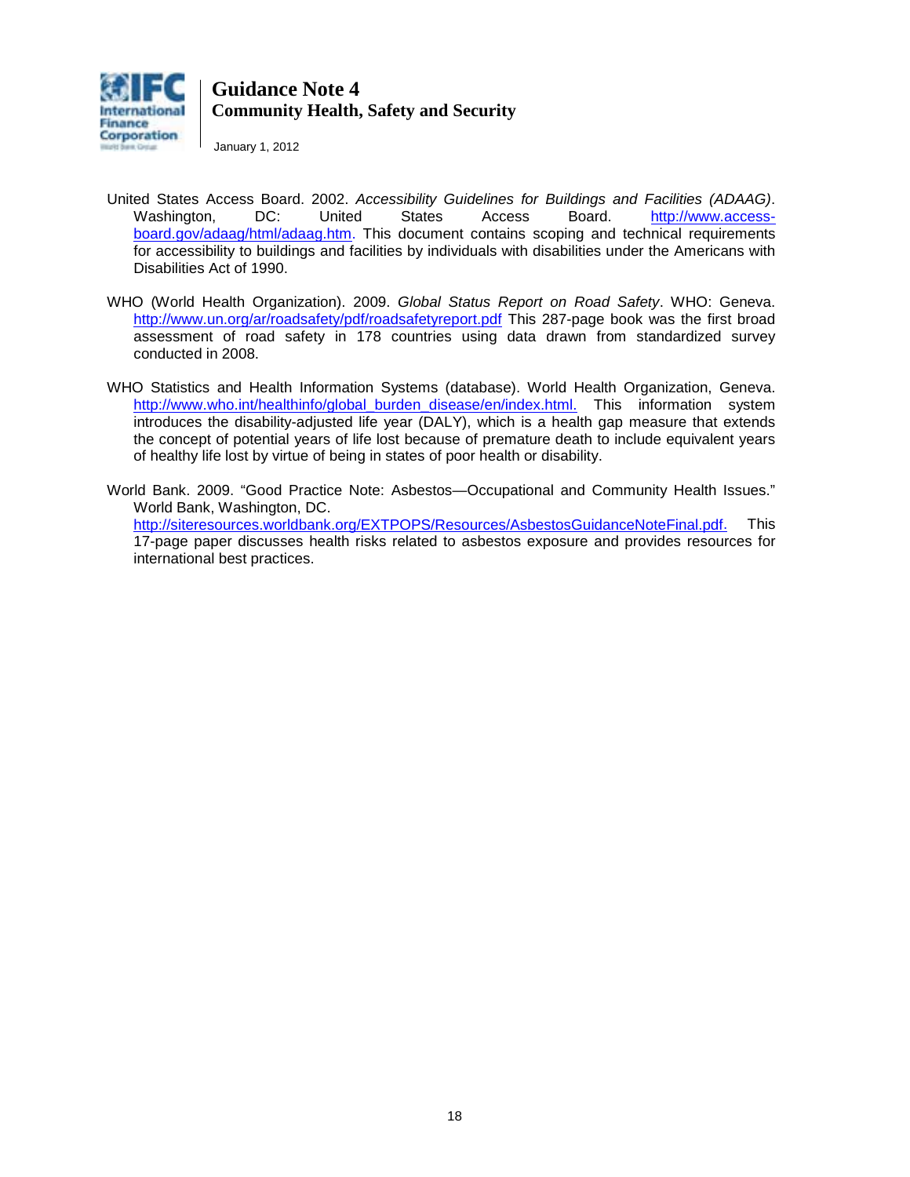United States Access Board. 2002. *Accessibility Guidelines for Buildings and Facilities (ADAAG)*. Washington, DC: United States Access Board. http://www.access-board.gov/adaag/html/adaag.htm. This document contains scoping and technical requirements for accessibility to buildings and facilities by individuals with disabilities under the Americans with Disabilities Act of 1990.

WHO (World Health Organization). 2009. *Global Status Report on Road Safety*. WHO: Geneva. http://www.un.org/ar/roadsafety/pdf/roadsafetyreport.pdf This 287-page book was the first broad assessment of road safety in 178 countries using data drawn from standardized survey conducted in 2008.

WHO Statistics and Health Information Systems (database). World Health Organization, Geneva. http://www.who.int/healthinfo/global_burden_disease/en/index.html. This information system introduces the disability-adjusted life year (DALY), which is a health gap measure that extends the concept of potential years of life lost because of premature death to include equivalent years of healthy life lost by virtue of being in states of poor health or disability.

World Bank. 2009. "Good Practice Note: Asbestos—Occupational and Community Health Issues." World Bank, Washington, DC. http://siteresources.worldbank.org/EXTPOPS/Resources/AsbestosGuidanceNoteFinal.pdf. This 17-page paper discusses health risks related to asbestos exposure and provides resources for international best practices.